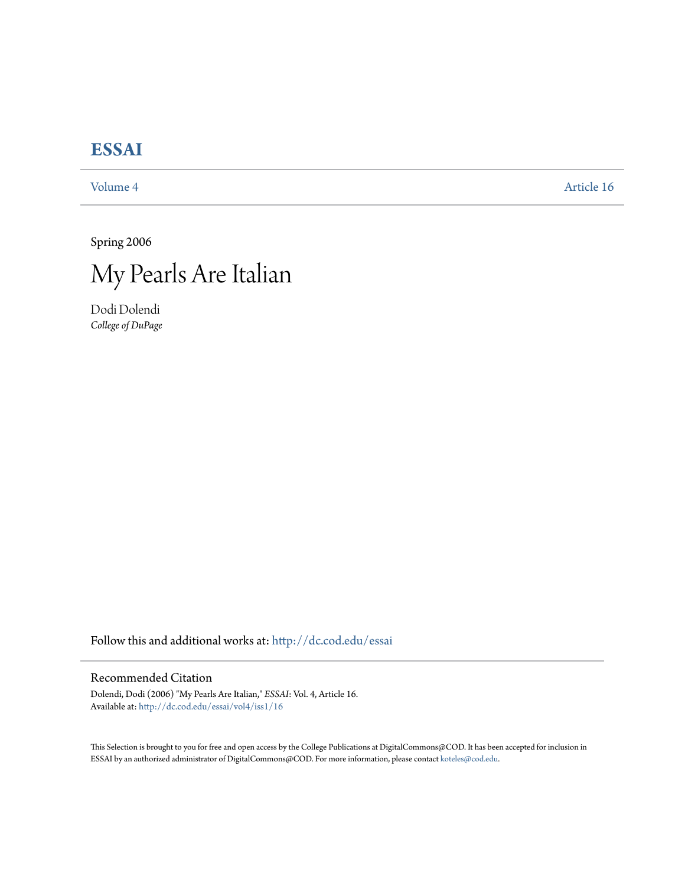# ESSAI

Volume 4 Article 16

Spring 2006

## My Pearls Are Italian

Dodi Dolendi
*College of DuPage*

Follow this and additional works at: http://dc.cod.edu/essai

### Recommended Citation

Dolendi, Dodi (2006) "My Pearls Are Italian," *ESSAI*: Vol. 4, Article 16.
Available at: http://dc.cod.edu/essai/vol4/iss1/16

This Selection is brought to you for free and open access by the College Publications at DigitalCommons@COD. It has been accepted for inclusion in ESSAI by an authorized administrator of DigitalCommons@COD. For more information, please contact koteles@cod.edu.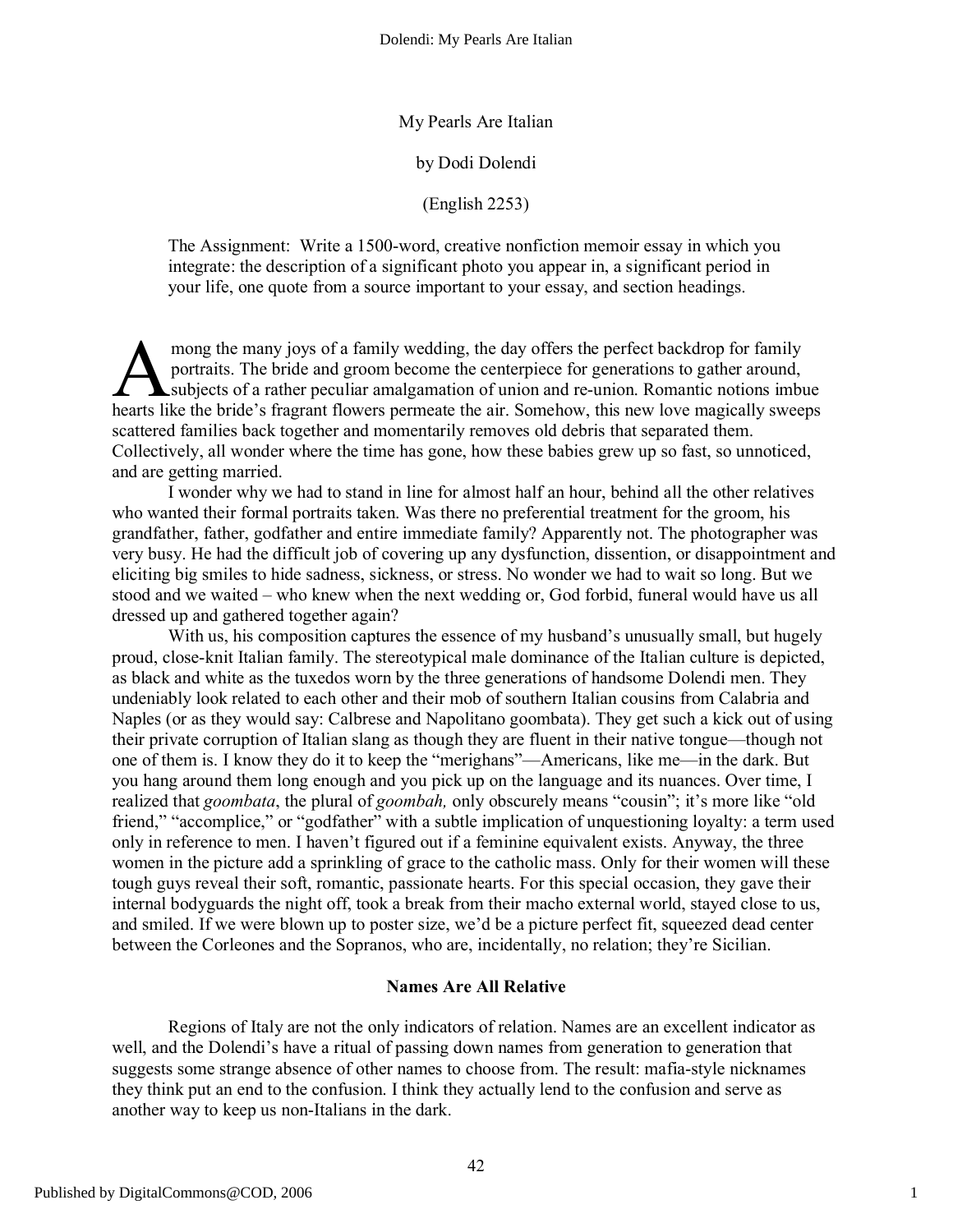# My Pearls Are Italian

by Dodi Dolendi

(English 2253)

> The Assignment: Write a 1500-word, creative nonfiction memoir essay in which you integrate: the description of a significant photo you appear in, a significant period in your life, one quote from a source important to your essay, and section headings.

Among the many joys of a family wedding, the day offers the perfect backdrop for family portraits. The bride and groom become the centerpiece for generations to gather around, subjects of a rather peculiar amalgamation of union and re-union. Romantic notions imbue hearts like the bride's fragrant flowers permeate the air. Somehow, this new love magically sweeps scattered families back together and momentarily removes old debris that separated them. Collectively, all wonder where the time has gone, how these babies grew up so fast, so unnoticed, and are getting married.

I wonder why we had to stand in line for almost half an hour, behind all the other relatives who wanted their formal portraits taken. Was there no preferential treatment for the groom, his grandfather, father, godfather and entire immediate family? Apparently not. The photographer was very busy. He had the difficult job of covering up any dysfunction, dissention, or disappointment and eliciting big smiles to hide sadness, sickness, or stress. No wonder we had to wait so long. But we stood and we waited – who knew when the next wedding or, God forbid, funeral would have us all dressed up and gathered together again?

With us, his composition captures the essence of my husband's unusually small, but hugely proud, close-knit Italian family. The stereotypical male dominance of the Italian culture is depicted, as black and white as the tuxedos worn by the three generations of handsome Dolendi men. They undeniably look related to each other and their mob of southern Italian cousins from Calabria and Naples (or as they would say: Calbrese and Napolitano goombata). They get such a kick out of using their private corruption of Italian slang as though they are fluent in their native tongue—though not one of them is. I know they do it to keep the "merighans"—Americans, like me—in the dark. But you hang around them long enough and you pick up on the language and its nuances. Over time, I realized that *goombata*, the plural of *goombah,* only obscurely means "cousin"; it's more like "old friend," "accomplice," or "godfather" with a subtle implication of unquestioning loyalty: a term used only in reference to men. I haven't figured out if a feminine equivalent exists. Anyway, the three women in the picture add a sprinkling of grace to the catholic mass. Only for their women will these tough guys reveal their soft, romantic, passionate hearts. For this special occasion, they gave their internal bodyguards the night off, took a break from their macho external world, stayed close to us, and smiled. If we were blown up to poster size, we'd be a picture perfect fit, squeezed dead center between the Corleones and the Sopranos, who are, incidentally, no relation; they're Sicilian.

### Names Are All Relative

Regions of Italy are not the only indicators of relation. Names are an excellent indicator as well, and the Dolendi's have a ritual of passing down names from generation to generation that suggests some strange absence of other names to choose from. The result: mafia-style nicknames they think put an end to the confusion. I think they actually lend to the confusion and serve as another way to keep us non-Italians in the dark.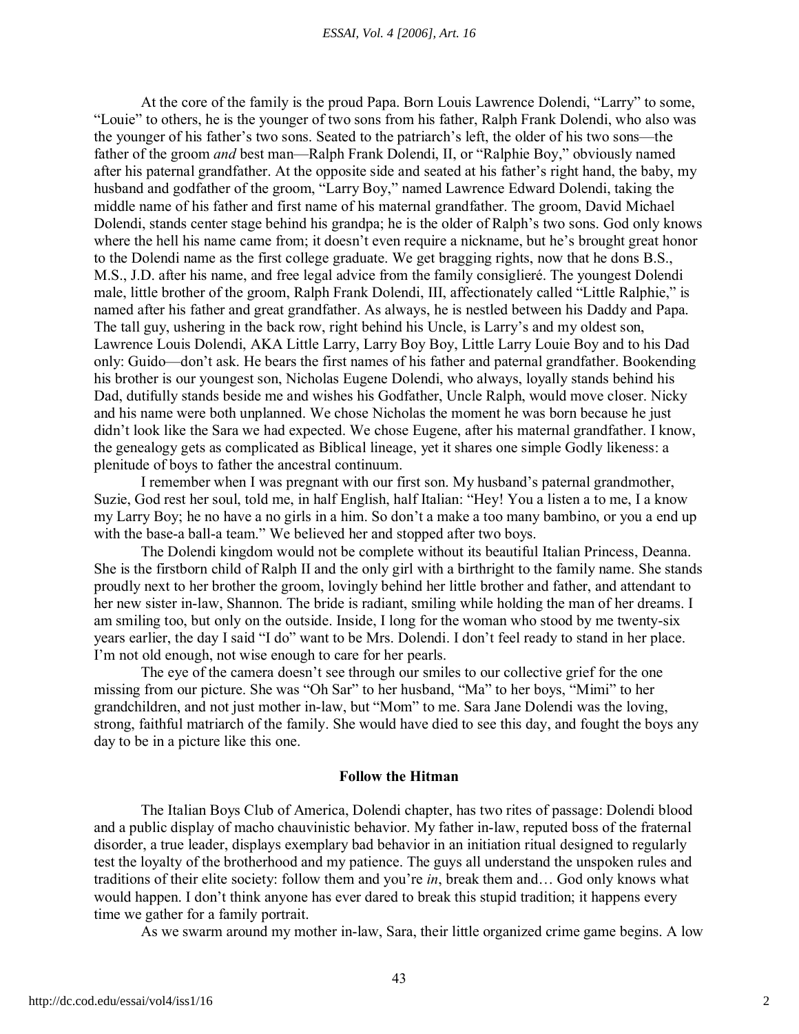At the core of the family is the proud Papa. Born Louis Lawrence Dolendi, "Larry" to some, "Louie" to others, he is the younger of two sons from his father, Ralph Frank Dolendi, who also was the younger of his father's two sons. Seated to the patriarch's left, the older of his two sons—the father of the groom *and* best man—Ralph Frank Dolendi, II, or "Ralphie Boy," obviously named after his paternal grandfather. At the opposite side and seated at his father's right hand, the baby, my husband and godfather of the groom, "Larry Boy," named Lawrence Edward Dolendi, taking the middle name of his father and first name of his maternal grandfather. The groom, David Michael Dolendi, stands center stage behind his grandpa; he is the older of Ralph's two sons. God only knows where the hell his name came from; it doesn't even require a nickname, but he's brought great honor to the Dolendi name as the first college graduate. We get bragging rights, now that he dons B.S., M.S., J.D. after his name, and free legal advice from the family consiglieré. The youngest Dolendi male, little brother of the groom, Ralph Frank Dolendi, III, affectionately called "Little Ralphie," is named after his father and great grandfather. As always, he is nestled between his Daddy and Papa. The tall guy, ushering in the back row, right behind his Uncle, is Larry's and my oldest son, Lawrence Louis Dolendi, AKA Little Larry, Larry Boy Boy, Little Larry Louie Boy and to his Dad only: Guido—don't ask. He bears the first names of his father and paternal grandfather. Bookending his brother is our youngest son, Nicholas Eugene Dolendi, who always, loyally stands behind his Dad, dutifully stands beside me and wishes his Godfather, Uncle Ralph, would move closer. Nicky and his name were both unplanned. We chose Nicholas the moment he was born because he just didn't look like the Sara we had expected. We chose Eugene, after his maternal grandfather. I know, the genealogy gets as complicated as Biblical lineage, yet it shares one simple Godly likeness: a plenitude of boys to father the ancestral continuum.

I remember when I was pregnant with our first son. My husband's paternal grandmother, Suzie, God rest her soul, told me, in half English, half Italian: "Hey! You a listen a to me, I a know my Larry Boy; he no have a no girls in a him. So don't a make a too many bambino, or you a end up with the base-a ball-a team." We believed her and stopped after two boys.

The Dolendi kingdom would not be complete without its beautiful Italian Princess, Deanna. She is the firstborn child of Ralph II and the only girl with a birthright to the family name. She stands proudly next to her brother the groom, lovingly behind her little brother and father, and attendant to her new sister in-law, Shannon. The bride is radiant, smiling while holding the man of her dreams. I am smiling too, but only on the outside. Inside, I long for the woman who stood by me twenty-six years earlier, the day I said "I do" want to be Mrs. Dolendi. I don't feel ready to stand in her place. I'm not old enough, not wise enough to care for her pearls.

The eye of the camera doesn't see through our smiles to our collective grief for the one missing from our picture. She was "Oh Sar" to her husband, "Ma" to her boys, "Mimi" to her grandchildren, and not just mother in-law, but "Mom" to me. Sara Jane Dolendi was the loving, strong, faithful matriarch of the family. She would have died to see this day, and fought the boys any day to be in a picture like this one.

## Follow the Hitman

The Italian Boys Club of America, Dolendi chapter, has two rites of passage: Dolendi blood and a public display of macho chauvinistic behavior. My father in-law, reputed boss of the fraternal disorder, a true leader, displays exemplary bad behavior in an initiation ritual designed to regularly test the loyalty of the brotherhood and my patience. The guys all understand the unspoken rules and traditions of their elite society: follow them and you're *in*, break them and… God only knows what would happen. I don't think anyone has ever dared to break this stupid tradition; it happens every time we gather for a family portrait.

As we swarm around my mother in-law, Sara, their little organized crime game begins. A low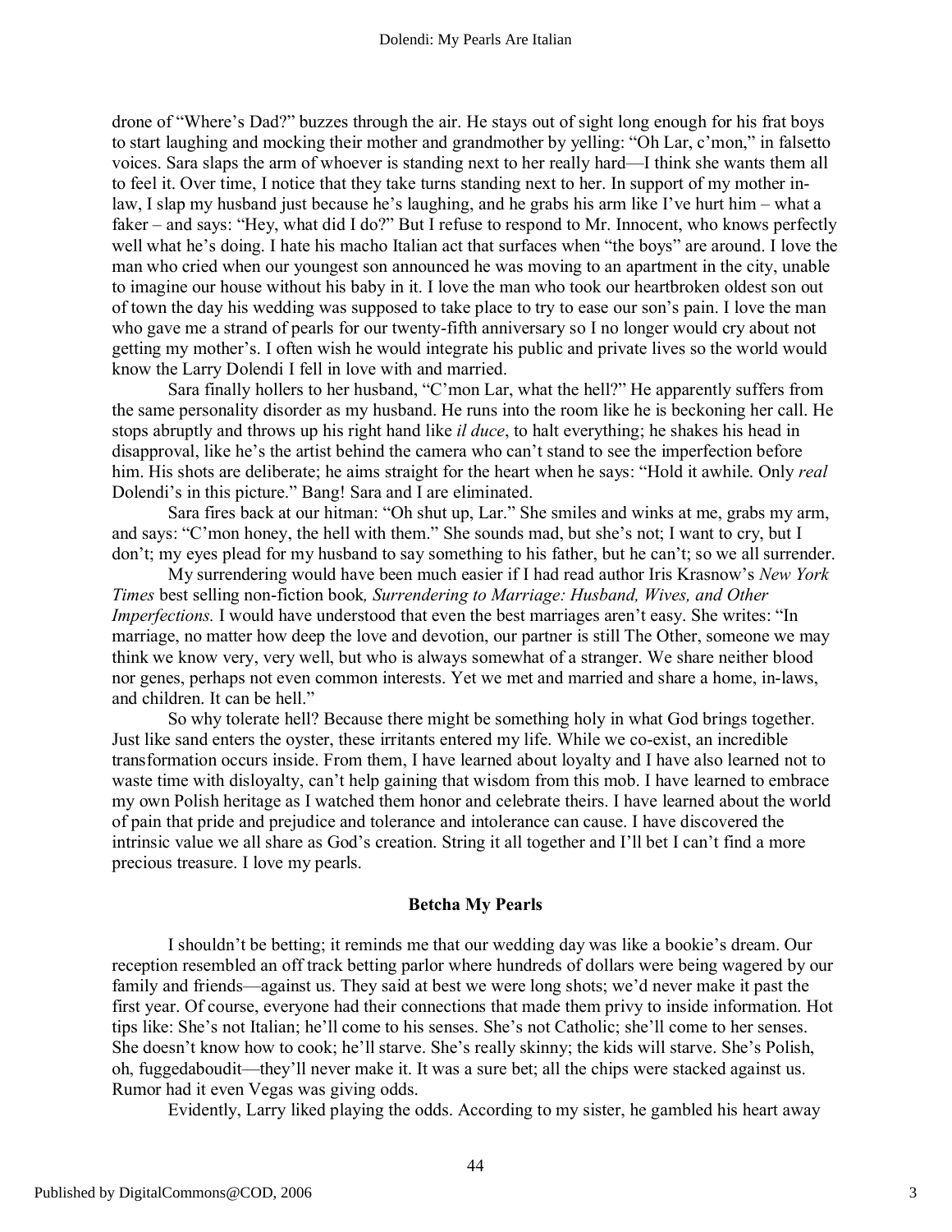drone of "Where's Dad?" buzzes through the air. He stays out of sight long enough for his frat boys to start laughing and mocking their mother and grandmother by yelling: "Oh Lar, c'mon," in falsetto voices. Sara slaps the arm of whoever is standing next to her really hard—I think she wants them all to feel it. Over time, I notice that they take turns standing next to her. In support of my mother in-law, I slap my husband just because he's laughing, and he grabs his arm like I've hurt him – what a faker – and says: "Hey, what did I do?" But I refuse to respond to Mr. Innocent, who knows perfectly well what he's doing. I hate his macho Italian act that surfaces when "the boys" are around. I love the man who cried when our youngest son announced he was moving to an apartment in the city, unable to imagine our house without his baby in it. I love the man who took our heartbroken oldest son out of town the day his wedding was supposed to take place to try to ease our son's pain. I love the man who gave me a strand of pearls for our twenty-fifth anniversary so I no longer would cry about not getting my mother's. I often wish he would integrate his public and private lives so the world would know the Larry Dolendi I fell in love with and married.

Sara finally hollers to her husband, "C'mon Lar, what the hell?" He apparently suffers from the same personality disorder as my husband. He runs into the room like he is beckoning her call. He stops abruptly and throws up his right hand like *il duce*, to halt everything; he shakes his head in disapproval, like he's the artist behind the camera who can't stand to see the imperfection before him. His shots are deliberate; he aims straight for the heart when he says: "Hold it awhile. Only *real* Dolendi's in this picture." Bang! Sara and I are eliminated.

Sara fires back at our hitman: "Oh shut up, Lar." She smiles and winks at me, grabs my arm, and says: "C'mon honey, the hell with them." She sounds mad, but she's not; I want to cry, but I don't; my eyes plead for my husband to say something to his father, but he can't; so we all surrender.

My surrendering would have been much easier if I had read author Iris Krasnow's *New York Times* best selling non-fiction book*, Surrendering to Marriage: Husband, Wives, and Other Imperfections.* I would have understood that even the best marriages aren't easy. She writes: "In marriage, no matter how deep the love and devotion, our partner is still The Other, someone we may think we know very, very well, but who is always somewhat of a stranger. We share neither blood nor genes, perhaps not even common interests. Yet we met and married and share a home, in-laws, and children. It can be hell."

So why tolerate hell? Because there might be something holy in what God brings together. Just like sand enters the oyster, these irritants entered my life. While we co-exist, an incredible transformation occurs inside. From them, I have learned about loyalty and I have also learned not to waste time with disloyalty, can't help gaining that wisdom from this mob. I have learned to embrace my own Polish heritage as I watched them honor and celebrate theirs. I have learned about the world of pain that pride and prejudice and tolerance and intolerance can cause. I have discovered the intrinsic value we all share as God's creation. String it all together and I'll bet I can't find a more precious treasure. I love my pearls.

## Betcha My Pearls

I shouldn't be betting; it reminds me that our wedding day was like a bookie's dream. Our reception resembled an off track betting parlor where hundreds of dollars were being wagered by our family and friends—against us. They said at best we were long shots; we'd never make it past the first year. Of course, everyone had their connections that made them privy to inside information. Hot tips like: She's not Italian; he'll come to his senses. She's not Catholic; she'll come to her senses. She doesn't know how to cook; he'll starve. She's really skinny; the kids will starve. She's Polish, oh, fuggedaboudit—they'll never make it. It was a sure bet; all the chips were stacked against us. Rumor had it even Vegas was giving odds.

Evidently, Larry liked playing the odds. According to my sister, he gambled his heart away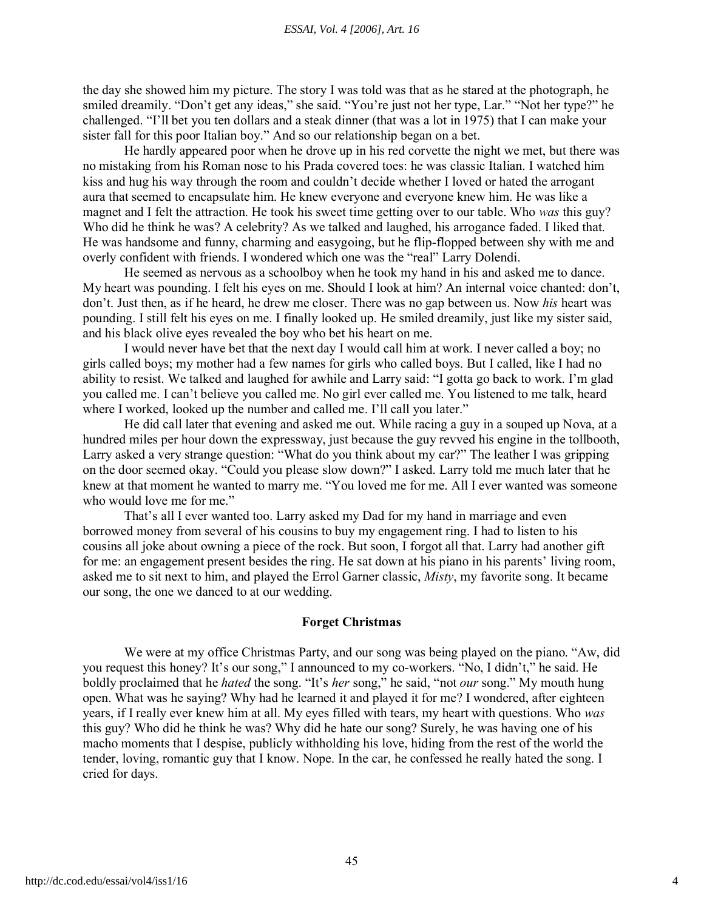the day she showed him my picture. The story I was told was that as he stared at the photograph, he smiled dreamily. "Don't get any ideas," she said. "You're just not her type, Lar." "Not her type?" he challenged. "I'll bet you ten dollars and a steak dinner (that was a lot in 1975) that I can make your sister fall for this poor Italian boy." And so our relationship began on a bet.

He hardly appeared poor when he drove up in his red corvette the night we met, but there was no mistaking from his Roman nose to his Prada covered toes: he was classic Italian. I watched him kiss and hug his way through the room and couldn't decide whether I loved or hated the arrogant aura that seemed to encapsulate him. He knew everyone and everyone knew him. He was like a magnet and I felt the attraction. He took his sweet time getting over to our table. Who *was* this guy? Who did he think he was? A celebrity? As we talked and laughed, his arrogance faded. I liked that. He was handsome and funny, charming and easygoing, but he flip-flopped between shy with me and overly confident with friends. I wondered which one was the "real" Larry Dolendi.

He seemed as nervous as a schoolboy when he took my hand in his and asked me to dance. My heart was pounding. I felt his eyes on me. Should I look at him? An internal voice chanted: don't, don't. Just then, as if he heard, he drew me closer. There was no gap between us. Now *his* heart was pounding. I still felt his eyes on me. I finally looked up. He smiled dreamily, just like my sister said, and his black olive eyes revealed the boy who bet his heart on me.

I would never have bet that the next day I would call him at work. I never called a boy; no girls called boys; my mother had a few names for girls who called boys. But I called, like I had no ability to resist. We talked and laughed for awhile and Larry said: "I gotta go back to work. I'm glad you called me. I can't believe you called me. No girl ever called me. You listened to me talk, heard where I worked, looked up the number and called me. I'll call you later."

He did call later that evening and asked me out. While racing a guy in a souped up Nova, at a hundred miles per hour down the expressway, just because the guy revved his engine in the tollbooth, Larry asked a very strange question: "What do you think about my car?" The leather I was gripping on the door seemed okay. "Could you please slow down?" I asked. Larry told me much later that he knew at that moment he wanted to marry me. "You loved me for me. All I ever wanted was someone who would love me for me."

That's all I ever wanted too. Larry asked my Dad for my hand in marriage and even borrowed money from several of his cousins to buy my engagement ring. I had to listen to his cousins all joke about owning a piece of the rock. But soon, I forgot all that. Larry had another gift for me: an engagement present besides the ring. He sat down at his piano in his parents' living room, asked me to sit next to him, and played the Errol Garner classic, *Misty*, my favorite song. It became our song, the one we danced to at our wedding.

## Forget Christmas

We were at my office Christmas Party, and our song was being played on the piano. "Aw, did you request this honey? It's our song," I announced to my co-workers. "No, I didn't," he said. He boldly proclaimed that he *hated* the song. "It's *her* song," he said, "not *our* song." My mouth hung open. What was he saying? Why had he learned it and played it for me? I wondered, after eighteen years, if I really ever knew him at all. My eyes filled with tears, my heart with questions. Who *was* this guy? Who did he think he was? Why did he hate our song? Surely, he was having one of his macho moments that I despise, publicly withholding his love, hiding from the rest of the world the tender, loving, romantic guy that I know. Nope. In the car, he confessed he really hated the song. I cried for days.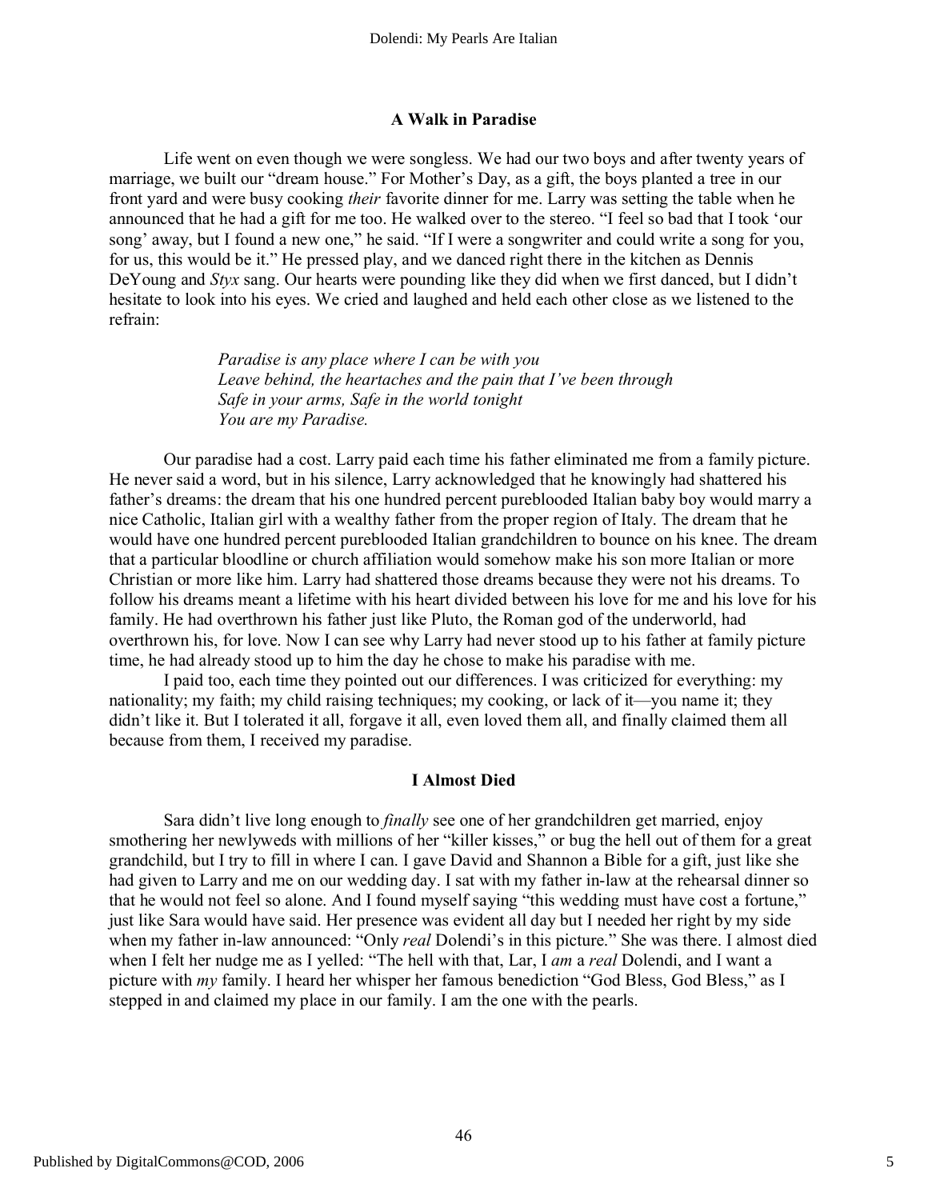### A Walk in Paradise

Life went on even though we were songless. We had our two boys and after twenty years of marriage, we built our "dream house." For Mother's Day, as a gift, the boys planted a tree in our front yard and were busy cooking *their* favorite dinner for me. Larry was setting the table when he announced that he had a gift for me too. He walked over to the stereo. "I feel so bad that I took 'our song' away, but I found a new one," he said. "If I were a songwriter and could write a song for you, for us, this would be it." He pressed play, and we danced right there in the kitchen as Dennis DeYoung and *Styx* sang. Our hearts were pounding like they did when we first danced, but I didn't hesitate to look into his eyes. We cried and laughed and held each other close as we listened to the refrain:

> *Paradise is any place where I can be with you*
> *Leave behind, the heartaches and the pain that I've been through*
> *Safe in your arms, Safe in the world tonight*
> *You are my Paradise.*

Our paradise had a cost. Larry paid each time his father eliminated me from a family picture. He never said a word, but in his silence, Larry acknowledged that he knowingly had shattered his father's dreams: the dream that his one hundred percent pureblooded Italian baby boy would marry a nice Catholic, Italian girl with a wealthy father from the proper region of Italy. The dream that he would have one hundred percent pureblooded Italian grandchildren to bounce on his knee. The dream that a particular bloodline or church affiliation would somehow make his son more Italian or more Christian or more like him. Larry had shattered those dreams because they were not his dreams. To follow his dreams meant a lifetime with his heart divided between his love for me and his love for his family. He had overthrown his father just like Pluto, the Roman god of the underworld, had overthrown his, for love. Now I can see why Larry had never stood up to his father at family picture time, he had already stood up to him the day he chose to make his paradise with me.

I paid too, each time they pointed out our differences. I was criticized for everything: my nationality; my faith; my child raising techniques; my cooking, or lack of it—you name it; they didn't like it. But I tolerated it all, forgave it all, even loved them all, and finally claimed them all because from them, I received my paradise.

### I Almost Died

Sara didn't live long enough to *finally* see one of her grandchildren get married, enjoy smothering her newlyweds with millions of her "killer kisses," or bug the hell out of them for a great grandchild, but I try to fill in where I can. I gave David and Shannon a Bible for a gift, just like she had given to Larry and me on our wedding day. I sat with my father in-law at the rehearsal dinner so that he would not feel so alone. And I found myself saying "this wedding must have cost a fortune," just like Sara would have said. Her presence was evident all day but I needed her right by my side when my father in-law announced: "Only *real* Dolendi's in this picture." She was there. I almost died when I felt her nudge me as I yelled: "The hell with that, Lar, I *am* a *real* Dolendi, and I want a picture with *my* family. I heard her whisper her famous benediction "God Bless, God Bless," as I stepped in and claimed my place in our family. I am the one with the pearls.